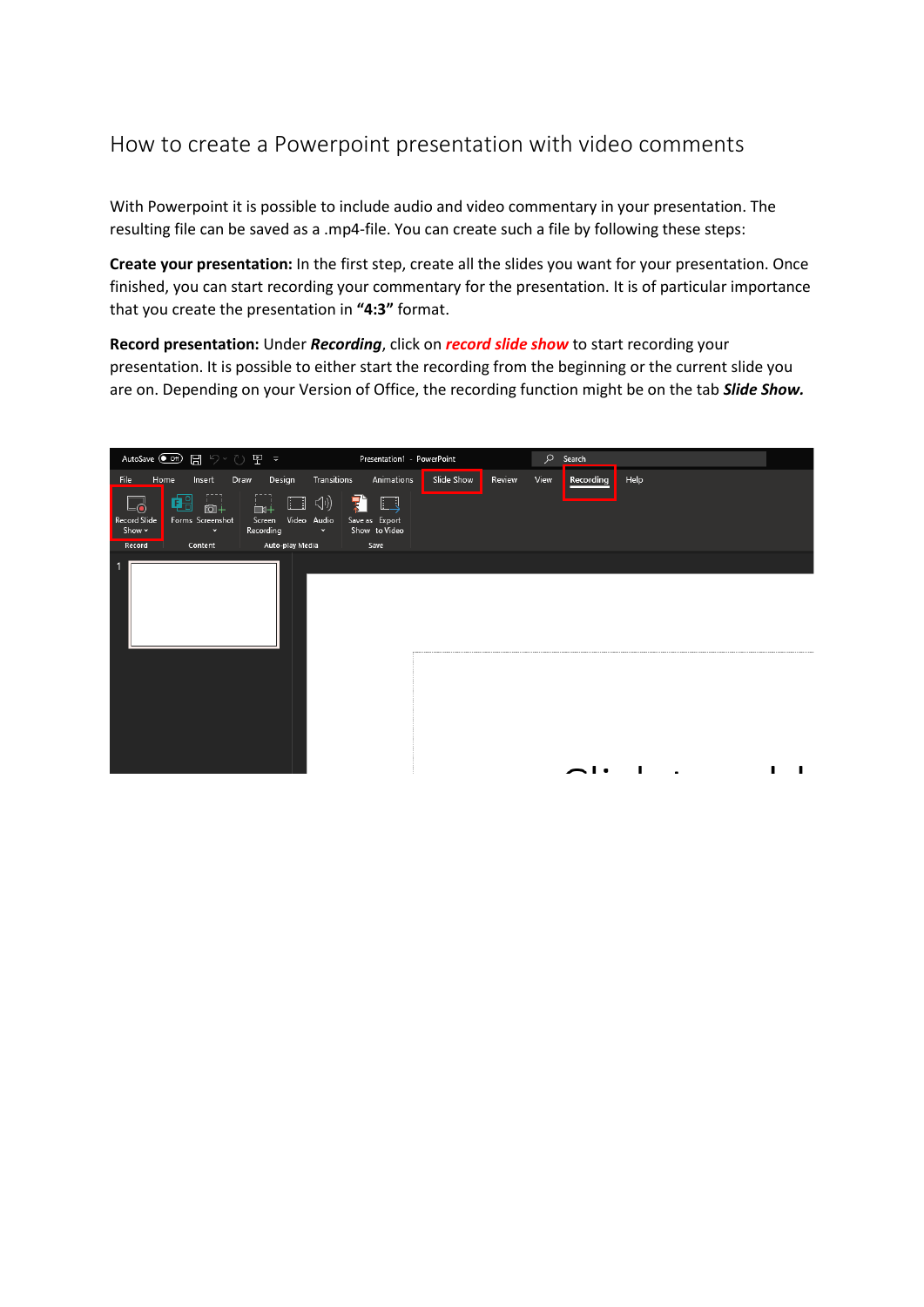# How to create a Powerpoint presentation with video comments

With Powerpoint it is possible to include audio and video commentary in your presentation. The resulting file can be saved as a .mp4-file. You can create such a file by following these steps:

**Create your presentation:** In the first step, create all the slides you want for your presentation. Once finished, you can start recording your commentary for the presentation. It is of particular importance that you create the presentation in **"4:3"** format.

**Record presentation:** Under ***Recording***, click on ***record slide show*** to start recording your presentation. It is possible to either start the recording from the beginning or the current slide you are on. Depending on your Version of Office, the recording function might be on the tab ***Slide Show.***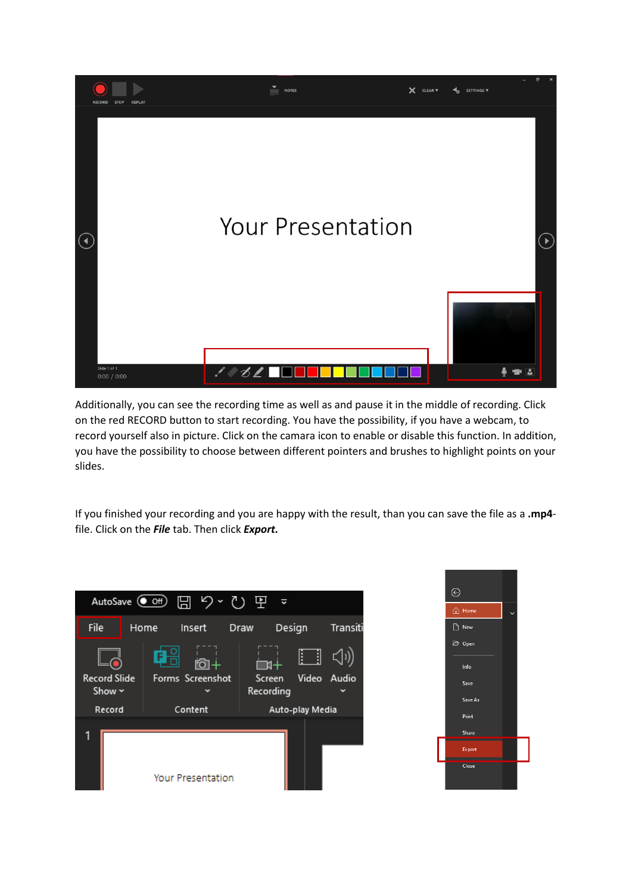Additionally, you can see the recording time as well as and pause it in the middle of recording. Click on the red RECORD button to start recording. You have the possibility, if you have a webcam, to record yourself also in picture. Click on the camara icon to enable or disable this function. In addition, you have the possibility to choose between different pointers and brushes to highlight points on your slides.

If you finished your recording and you are happy with the result, than you can save the file as a **.mp4**-file. Click on the ***File*** tab. Then click ***Export.***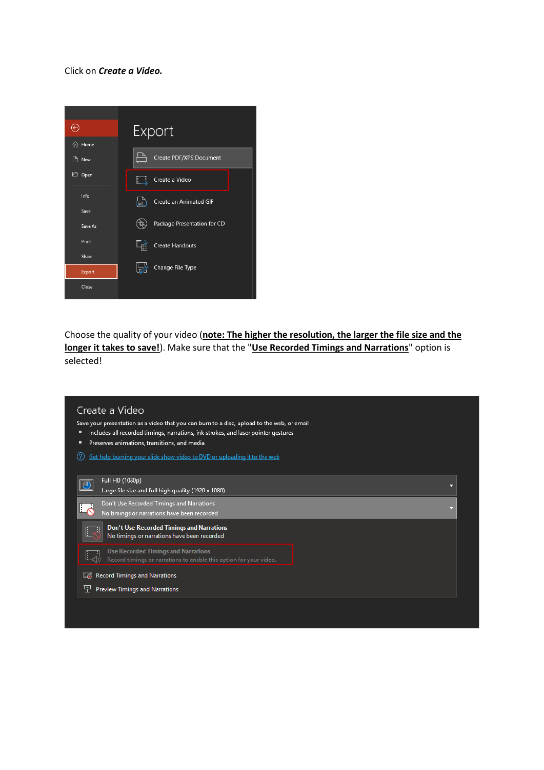Click on ***Create a Video.***

Choose the quality of your video (**note: The higher the resolution, the larger the file size and the longer it takes to save!**). Make sure that the "**Use Recorded Timings and Narrations**" option is selected!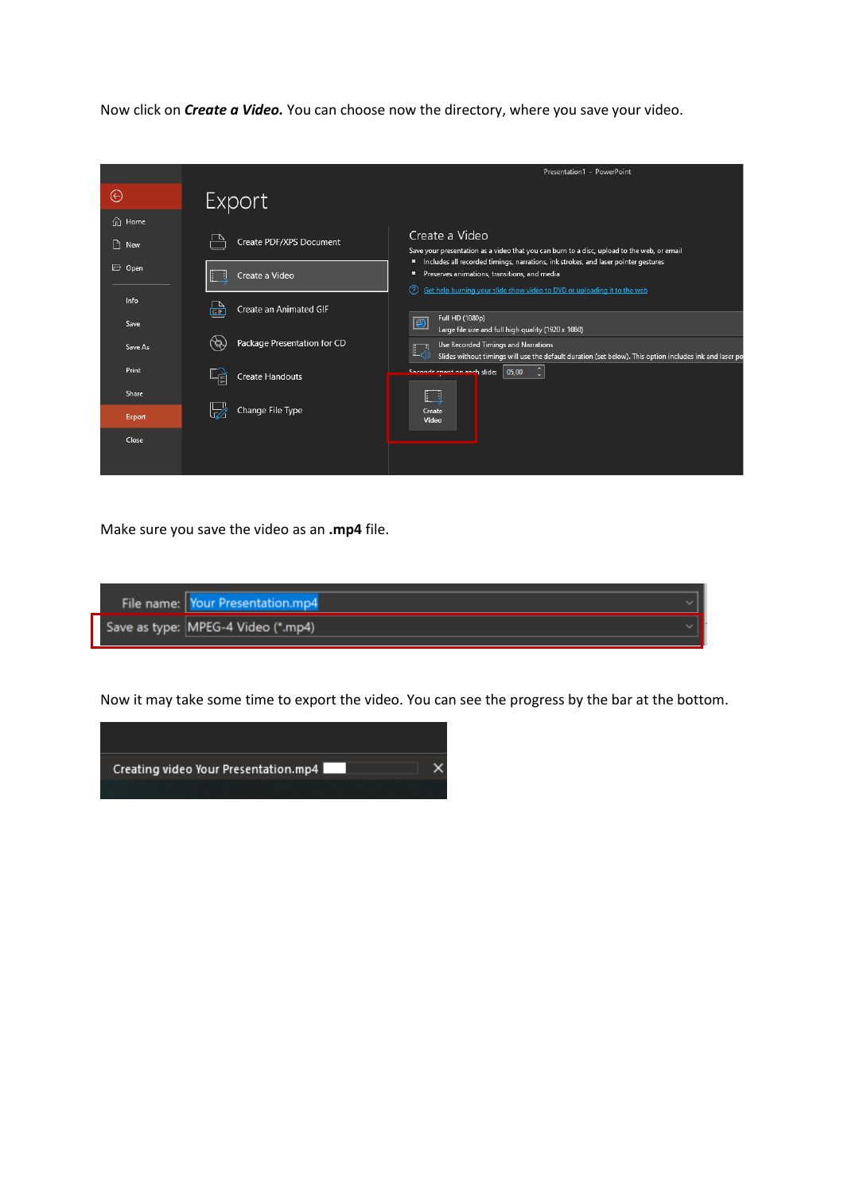Now click on ***Create a Video.*** You can choose now the directory, where you save your video.

Make sure you save the video as an **.mp4** file.

Now it may take some time to export the video. You can see the progress by the bar at the bottom.